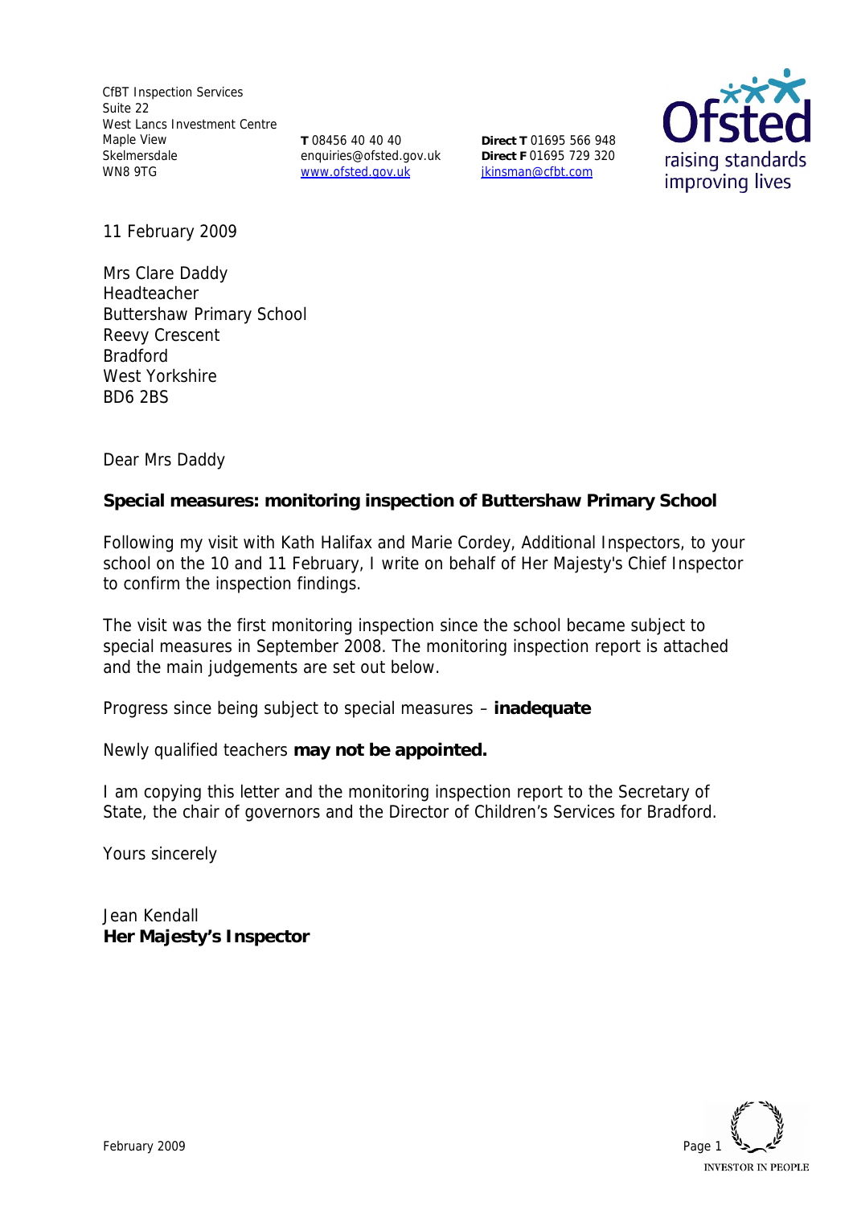CfBT Inspection Services
Suite 22
West Lancs Investment Centre
Maple View
Skelmersdale
WN8 9TG

**T** 08456 40 40 40
enquiries@ofsted.gov.uk
www.ofsted.gov.uk

**Direct T** 01695 566 948
**Direct F** 01695 729 320
jkinsman@cfbt.com

11 February 2009

Mrs Clare Daddy
Headteacher
Buttershaw Primary School
Reevy Crescent
Bradford
West Yorkshire
BD6 2BS

Dear Mrs Daddy

**Special measures: monitoring inspection of Buttershaw Primary School**

Following my visit with Kath Halifax and Marie Cordey, Additional Inspectors, to your school on the 10 and 11 February, I write on behalf of Her Majesty's Chief Inspector to confirm the inspection findings.

The visit was the first monitoring inspection since the school became subject to special measures in September 2008. The monitoring inspection report is attached and the main judgements are set out below.

Progress since being subject to special measures – **inadequate**

Newly qualified teachers **may not be appointed.**

I am copying this letter and the monitoring inspection report to the Secretary of State, the chair of governors and the Director of Children's Services for Bradford.

Yours sincerely

Jean Kendall
**Her Majesty's Inspector**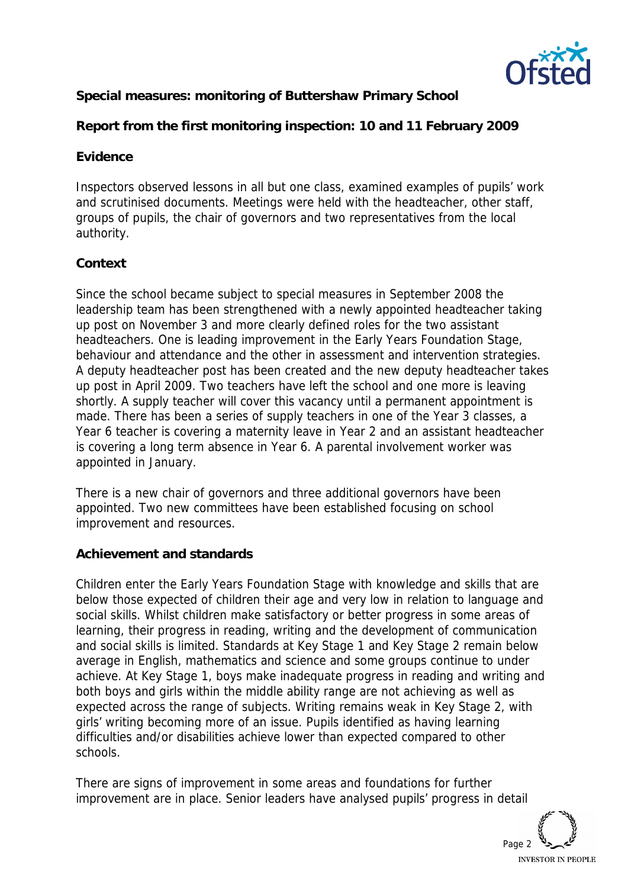**Special measures: monitoring of Buttershaw Primary School**

**Report from the first monitoring inspection: 10 and 11 February 2009**

**Evidence**

Inspectors observed lessons in all but one class, examined examples of pupils' work and scrutinised documents. Meetings were held with the headteacher, other staff, groups of pupils, the chair of governors and two representatives from the local authority.

**Context**

Since the school became subject to special measures in September 2008 the leadership team has been strengthened with a newly appointed headteacher taking up post on November 3 and more clearly defined roles for the two assistant headteachers. One is leading improvement in the Early Years Foundation Stage, behaviour and attendance and the other in assessment and intervention strategies. A deputy headteacher post has been created and the new deputy headteacher takes up post in April 2009. Two teachers have left the school and one more is leaving shortly. A supply teacher will cover this vacancy until a permanent appointment is made. There has been a series of supply teachers in one of the Year 3 classes, a Year 6 teacher is covering a maternity leave in Year 2 and an assistant headteacher is covering a long term absence in Year 6. A parental involvement worker was appointed in January.

There is a new chair of governors and three additional governors have been appointed. Two new committees have been established focusing on school improvement and resources.

**Achievement and standards**

Children enter the Early Years Foundation Stage with knowledge and skills that are below those expected of children their age and very low in relation to language and social skills. Whilst children make satisfactory or better progress in some areas of learning, their progress in reading, writing and the development of communication and social skills is limited. Standards at Key Stage 1 and Key Stage 2 remain below average in English, mathematics and science and some groups continue to under achieve. At Key Stage 1, boys make inadequate progress in reading and writing and both boys and girls within the middle ability range are not achieving as well as expected across the range of subjects. Writing remains weak in Key Stage 2, with girls' writing becoming more of an issue. Pupils identified as having learning difficulties and/or disabilities achieve lower than expected compared to other schools.

There are signs of improvement in some areas and foundations for further improvement are in place. Senior leaders have analysed pupils' progress in detail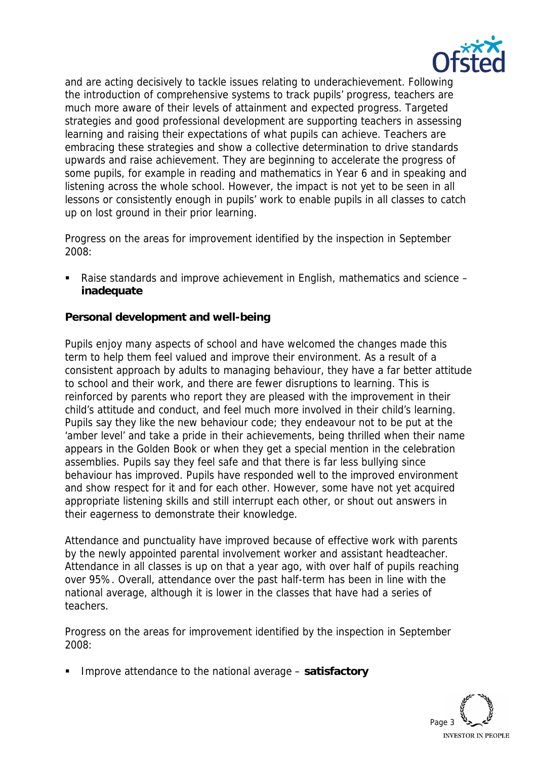and are acting decisively to tackle issues relating to underachievement. Following the introduction of comprehensive systems to track pupils' progress, teachers are much more aware of their levels of attainment and expected progress. Targeted strategies and good professional development are supporting teachers in assessing learning and raising their expectations of what pupils can achieve. Teachers are embracing these strategies and show a collective determination to drive standards upwards and raise achievement. They are beginning to accelerate the progress of some pupils, for example in reading and mathematics in Year 6 and in speaking and listening across the whole school. However, the impact is not yet to be seen in all lessons or consistently enough in pupils' work to enable pupils in all classes to catch up on lost ground in their prior learning.

Progress on the areas for improvement identified by the inspection in September 2008:

- Raise standards and improve achievement in English, mathematics and science – **inadequate**

**Personal development and well-being**

Pupils enjoy many aspects of school and have welcomed the changes made this term to help them feel valued and improve their environment. As a result of a consistent approach by adults to managing behaviour, they have a far better attitude to school and their work, and there are fewer disruptions to learning. This is reinforced by parents who report they are pleased with the improvement in their child's attitude and conduct, and feel much more involved in their child's learning. Pupils say they like the new behaviour code; they endeavour not to be put at the 'amber level' and take a pride in their achievements, being thrilled when their name appears in the Golden Book or when they get a special mention in the celebration assemblies. Pupils say they feel safe and that there is far less bullying since behaviour has improved. Pupils have responded well to the improved environment and show respect for it and for each other. However, some have not yet acquired appropriate listening skills and still interrupt each other, or shout out answers in their eagerness to demonstrate their knowledge.

Attendance and punctuality have improved because of effective work with parents by the newly appointed parental involvement worker and assistant headteacher. Attendance in all classes is up on that a year ago, with over half of pupils reaching over 95%. Overall, attendance over the past half-term has been in line with the national average, although it is lower in the classes that have had a series of teachers.

Progress on the areas for improvement identified by the inspection in September 2008:

- Improve attendance to the national average – **satisfactory**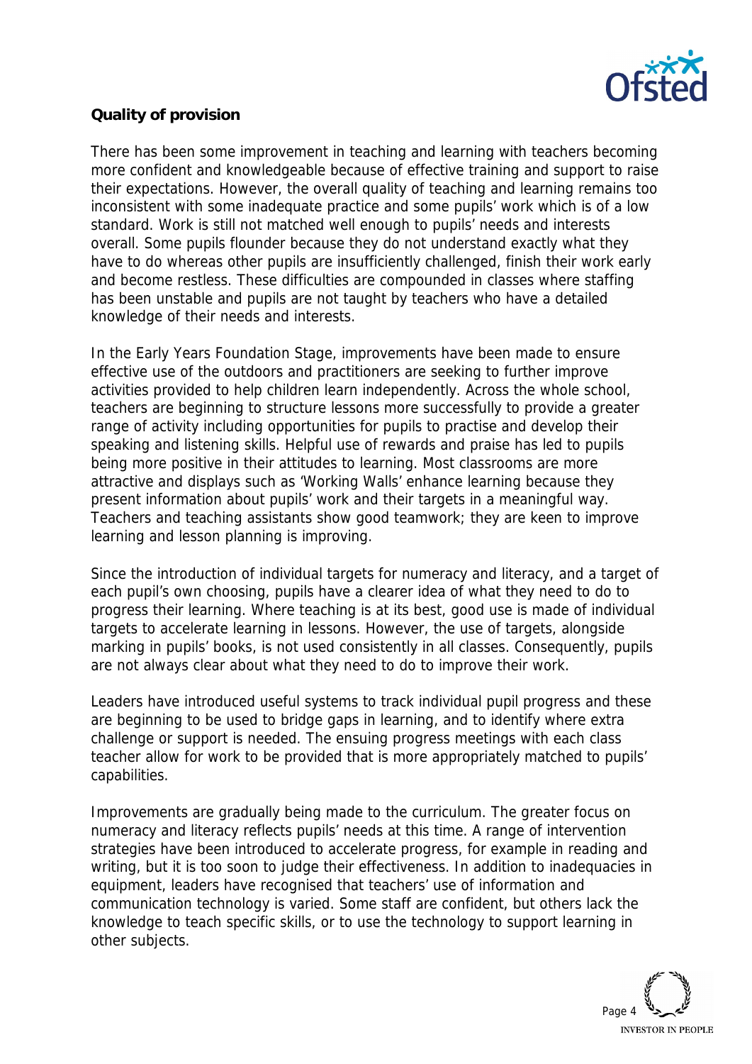**Quality of provision**

There has been some improvement in teaching and learning with teachers becoming more confident and knowledgeable because of effective training and support to raise their expectations. However, the overall quality of teaching and learning remains too inconsistent with some inadequate practice and some pupils' work which is of a low standard. Work is still not matched well enough to pupils' needs and interests overall. Some pupils flounder because they do not understand exactly what they have to do whereas other pupils are insufficiently challenged, finish their work early and become restless. These difficulties are compounded in classes where staffing has been unstable and pupils are not taught by teachers who have a detailed knowledge of their needs and interests.

In the Early Years Foundation Stage, improvements have been made to ensure effective use of the outdoors and practitioners are seeking to further improve activities provided to help children learn independently. Across the whole school, teachers are beginning to structure lessons more successfully to provide a greater range of activity including opportunities for pupils to practise and develop their speaking and listening skills. Helpful use of rewards and praise has led to pupils being more positive in their attitudes to learning. Most classrooms are more attractive and displays such as 'Working Walls' enhance learning because they present information about pupils' work and their targets in a meaningful way. Teachers and teaching assistants show good teamwork; they are keen to improve learning and lesson planning is improving.

Since the introduction of individual targets for numeracy and literacy, and a target of each pupil's own choosing, pupils have a clearer idea of what they need to do to progress their learning. Where teaching is at its best, good use is made of individual targets to accelerate learning in lessons. However, the use of targets, alongside marking in pupils' books, is not used consistently in all classes. Consequently, pupils are not always clear about what they need to do to improve their work.

Leaders have introduced useful systems to track individual pupil progress and these are beginning to be used to bridge gaps in learning, and to identify where extra challenge or support is needed. The ensuing progress meetings with each class teacher allow for work to be provided that is more appropriately matched to pupils' capabilities.

Improvements are gradually being made to the curriculum. The greater focus on numeracy and literacy reflects pupils' needs at this time. A range of intervention strategies have been introduced to accelerate progress, for example in reading and writing, but it is too soon to judge their effectiveness. In addition to inadequacies in equipment, leaders have recognised that teachers' use of information and communication technology is varied. Some staff are confident, but others lack the knowledge to teach specific skills, or to use the technology to support learning in other subjects.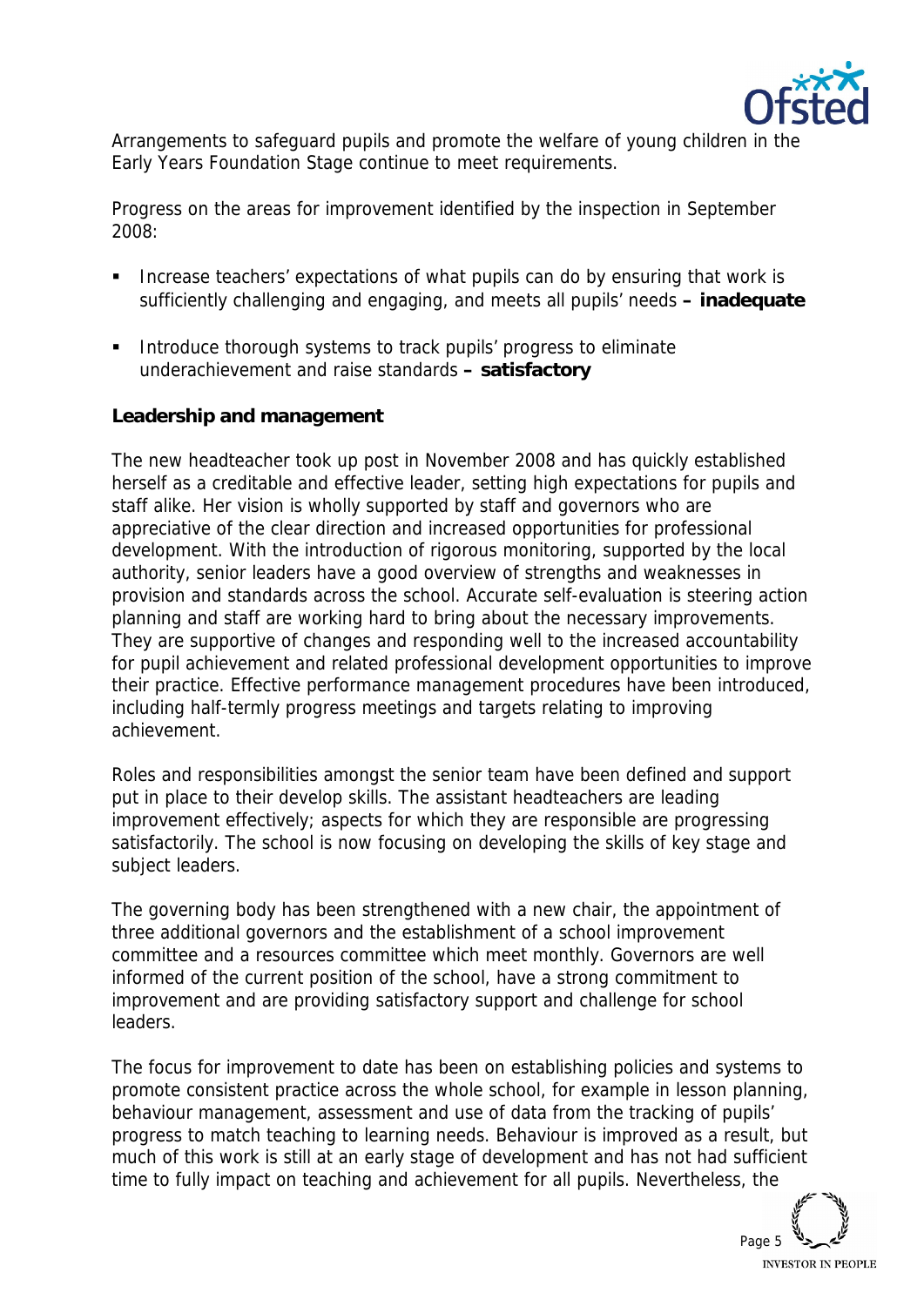Arrangements to safeguard pupils and promote the welfare of young children in the Early Years Foundation Stage continue to meet requirements.

Progress on the areas for improvement identified by the inspection in September 2008:

- Increase teachers' expectations of what pupils can do by ensuring that work is sufficiently challenging and engaging, and meets all pupils' needs **– inadequate**
- Introduce thorough systems to track pupils' progress to eliminate underachievement and raise standards **– satisfactory**

**Leadership and management**

The new headteacher took up post in November 2008 and has quickly established herself as a creditable and effective leader, setting high expectations for pupils and staff alike. Her vision is wholly supported by staff and governors who are appreciative of the clear direction and increased opportunities for professional development. With the introduction of rigorous monitoring, supported by the local authority, senior leaders have a good overview of strengths and weaknesses in provision and standards across the school. Accurate self-evaluation is steering action planning and staff are working hard to bring about the necessary improvements. They are supportive of changes and responding well to the increased accountability for pupil achievement and related professional development opportunities to improve their practice. Effective performance management procedures have been introduced, including half-termly progress meetings and targets relating to improving achievement.

Roles and responsibilities amongst the senior team have been defined and support put in place to their develop skills. The assistant headteachers are leading improvement effectively; aspects for which they are responsible are progressing satisfactorily. The school is now focusing on developing the skills of key stage and subject leaders.

The governing body has been strengthened with a new chair, the appointment of three additional governors and the establishment of a school improvement committee and a resources committee which meet monthly. Governors are well informed of the current position of the school, have a strong commitment to improvement and are providing satisfactory support and challenge for school leaders.

The focus for improvement to date has been on establishing policies and systems to promote consistent practice across the whole school, for example in lesson planning, behaviour management, assessment and use of data from the tracking of pupils' progress to match teaching to learning needs. Behaviour is improved as a result, but much of this work is still at an early stage of development and has not had sufficient time to fully impact on teaching and achievement for all pupils. Nevertheless, the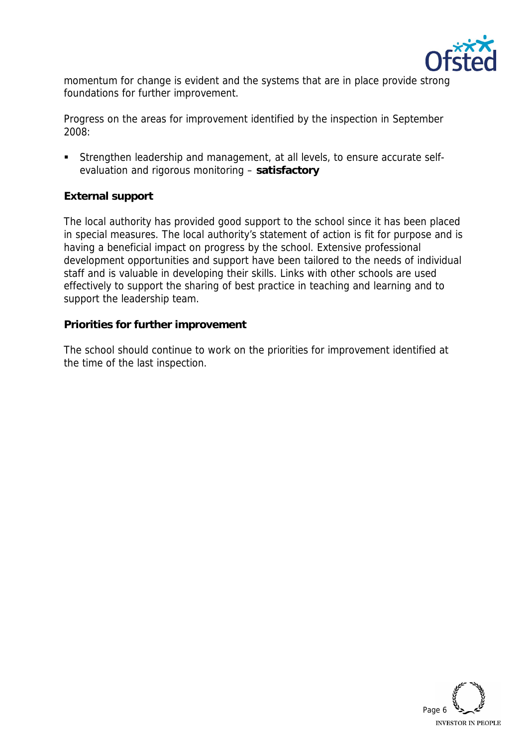momentum for change is evident and the systems that are in place provide strong foundations for further improvement.

Progress on the areas for improvement identified by the inspection in September 2008:

- Strengthen leadership and management, at all levels, to ensure accurate self-evaluation and rigorous monitoring – **satisfactory**

### External support

The local authority has provided good support to the school since it has been placed in special measures. The local authority's statement of action is fit for purpose and is having a beneficial impact on progress by the school. Extensive professional development opportunities and support have been tailored to the needs of individual staff and is valuable in developing their skills. Links with other schools are used effectively to support the sharing of best practice in teaching and learning and to support the leadership team.

### Priorities for further improvement

The school should continue to work on the priorities for improvement identified at the time of the last inspection.